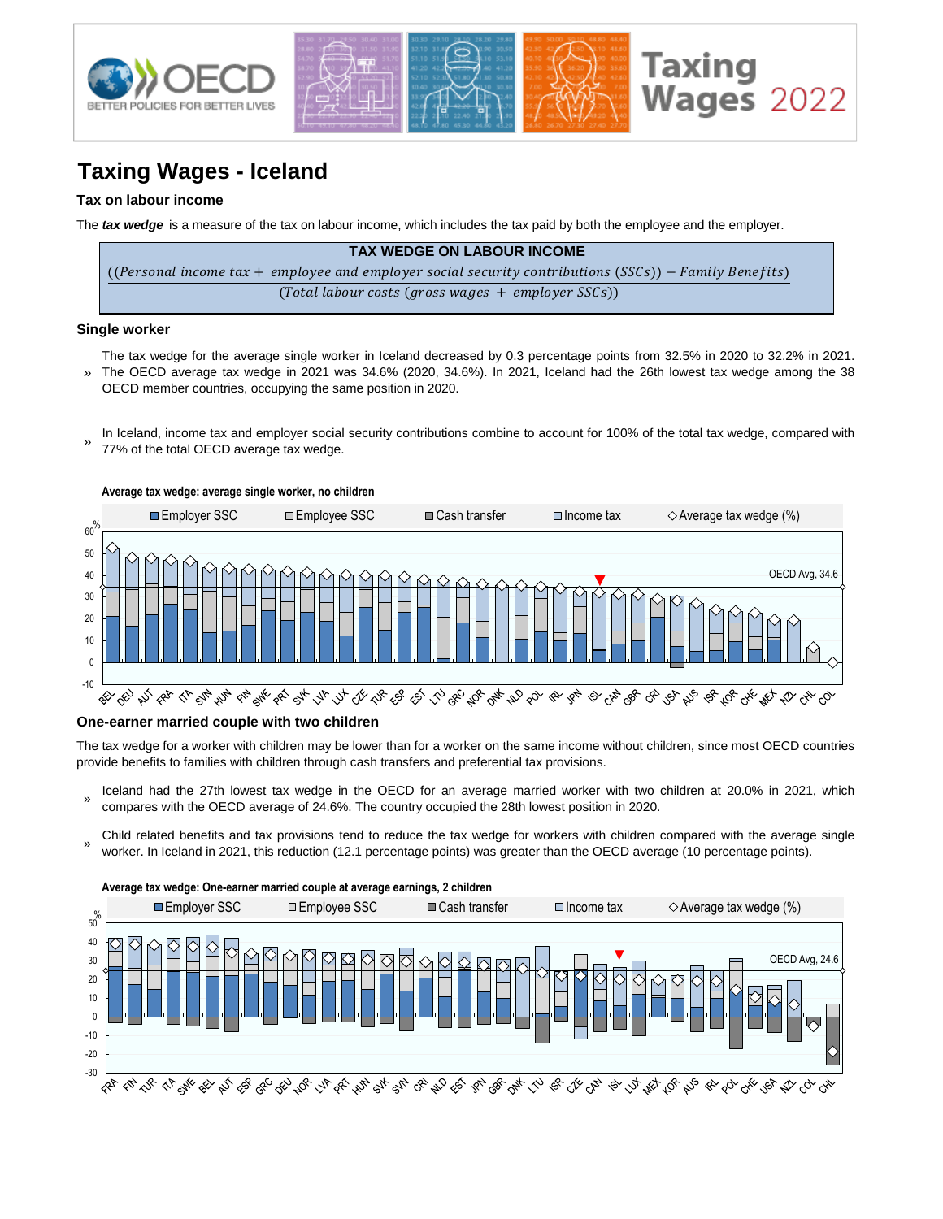# Taxing Wages - Iceland

### Tax on labour income

The ***tax wedge*** is a measure of the tax on labour income, which includes the tax paid by both the employee and the employer.

**TAX WEDGE ON LABOUR INCOME**

$$\frac{((Personal\ income\ tax + employee\ and\ employer\ social\ security\ contributions\ (SSCs)) - Family\ Benefits)}{(Total\ labour\ costs\ (gross\ wages + employer\ SSCs))}$$

### Single worker

» The tax wedge for the average single worker in Iceland decreased by 0.3 percentage points from 32.5% in 2020 to 32.2% in 2021. The OECD average tax wedge in 2021 was 34.6% (2020, 34.6%). In 2021, Iceland had the 26th lowest tax wedge among the 38 OECD member countries, occupying the same position in 2020.

» In Iceland, income tax and employer social security contributions combine to account for 100% of the total tax wedge, compared with 77% of the total OECD average tax wedge.

**Average tax wedge: average single worker, no children**

### One-earner married couple with two children

The tax wedge for a worker with children may be lower than for a worker on the same income without children, since most OECD countries provide benefits to families with children through cash transfers and preferential tax provisions.

» Iceland had the 27th lowest tax wedge in the OECD for an average married worker with two children at 20.0% in 2021, which compares with the OECD average of 24.6%. The country occupied the 28th lowest position in 2020.

» Child related benefits and tax provisions tend to reduce the tax wedge for workers with children compared with the average single worker. In Iceland in 2021, this reduction (12.1 percentage points) was greater than the OECD average (10 percentage points).

**Average tax wedge: One-earner married couple at average earnings, 2 children**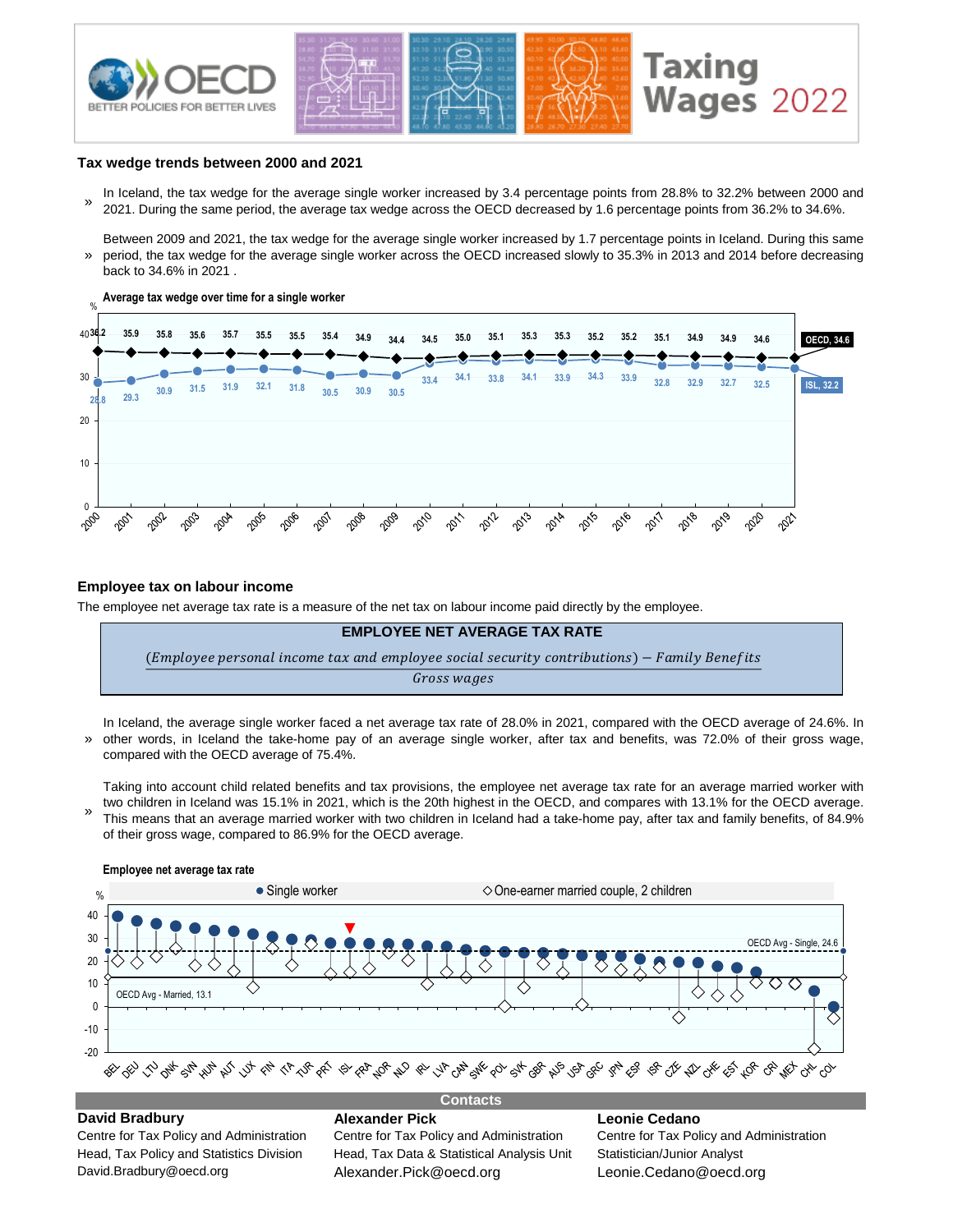## Tax wedge trends between 2000 and 2021

- In Iceland, the tax wedge for the average single worker increased by 3.4 percentage points from 28.8% to 32.2% between 2000 and 2021. During the same period, the average tax wedge across the OECD decreased by 1.6 percentage points from 36.2% to 34.6%.
- Between 2009 and 2021, the tax wedge for the average single worker increased by 1.7 percentage points in Iceland. During this same period, the tax wedge for the average single worker across the OECD increased slowly to 35.3% in 2013 and 2014 before decreasing back to 34.6% in 2021 .

**Average tax wedge over time for a single worker**

%

40 36.2 35.9 35.8 35.6 35.7 35.5 35.5 35.4 34.9 34.4 34.5 35.0 35.1 35.3 35.3 35.2 35.2 35.1 34.9 34.9 34.6

OECD, 34.6

30

28.8 29.3 30.9 31.5 31.9 32.1 31.8 30.5 30.9 30.5 33.4 34.1 33.8 34.1 33.9 34.3 33.9 32.8 32.9 32.7 32.5

ISL, 32.2

20

10

0

2000 2001 2002 2003 2004 2005 2006 2007 2008 2009 2010 2011 2012 2013 2014 2015 2016 2017 2018 2019 2020 2021

## Employee tax on labour income

The employee net average tax rate is a measure of the net tax on labour income paid directly by the employee.

**EMPLOYEE NET AVERAGE TAX RATE**

$$\frac{(Employee\ personal\ income\ tax\ and\ employee\ social\ security\ contributions) - Family\ Benefits}{Gross\ wages}$$

- In Iceland, the average single worker faced a net average tax rate of 28.0% in 2021, compared with the OECD average of 24.6%. In other words, in Iceland the take-home pay of an average single worker, after tax and benefits, was 72.0% of their gross wage, compared with the OECD average of 75.4%.
- Taking into account child related benefits and tax provisions, the employee net average tax rate for an average married worker with two children in Iceland was 15.1% in 2021, which is the 20th highest in the OECD, and compares with 13.1% for the OECD average. This means that an average married worker with two children in Iceland had a take-home pay, after tax and family benefits, of 84.9% of their gross wage, compared to 86.9% for the OECD average.

**Employee net average tax rate**

%

● Single worker ◇ One-earner married couple, 2 children

40 30 20 10 0 -10 -20

OECD Avg - Single, 24.6

OECD Avg - Married, 13.1

BEL DEU LTU DNK SVN HUN AUT LUX FIN ITA TUR PRT ISL FRA NOR NLD IRL LVA CAN SWE POL SVK GBR AUS USA GRC JPN ESP ISR CZE NZL CHE EST KOR CRI MEX CHL COL

## Contacts

**David Bradbury**
Centre for Tax Policy and Administration
Head, Tax Policy and Statistics Division
David.Bradbury@oecd.org

**Alexander Pick**
Centre for Tax Policy and Administration
Head, Tax Data & Statistical Analysis Unit
Alexander.Pick@oecd.org

**Leonie Cedano**
Centre for Tax Policy and Administration
Statistician/Junior Analyst
Leonie.Cedano@oecd.org